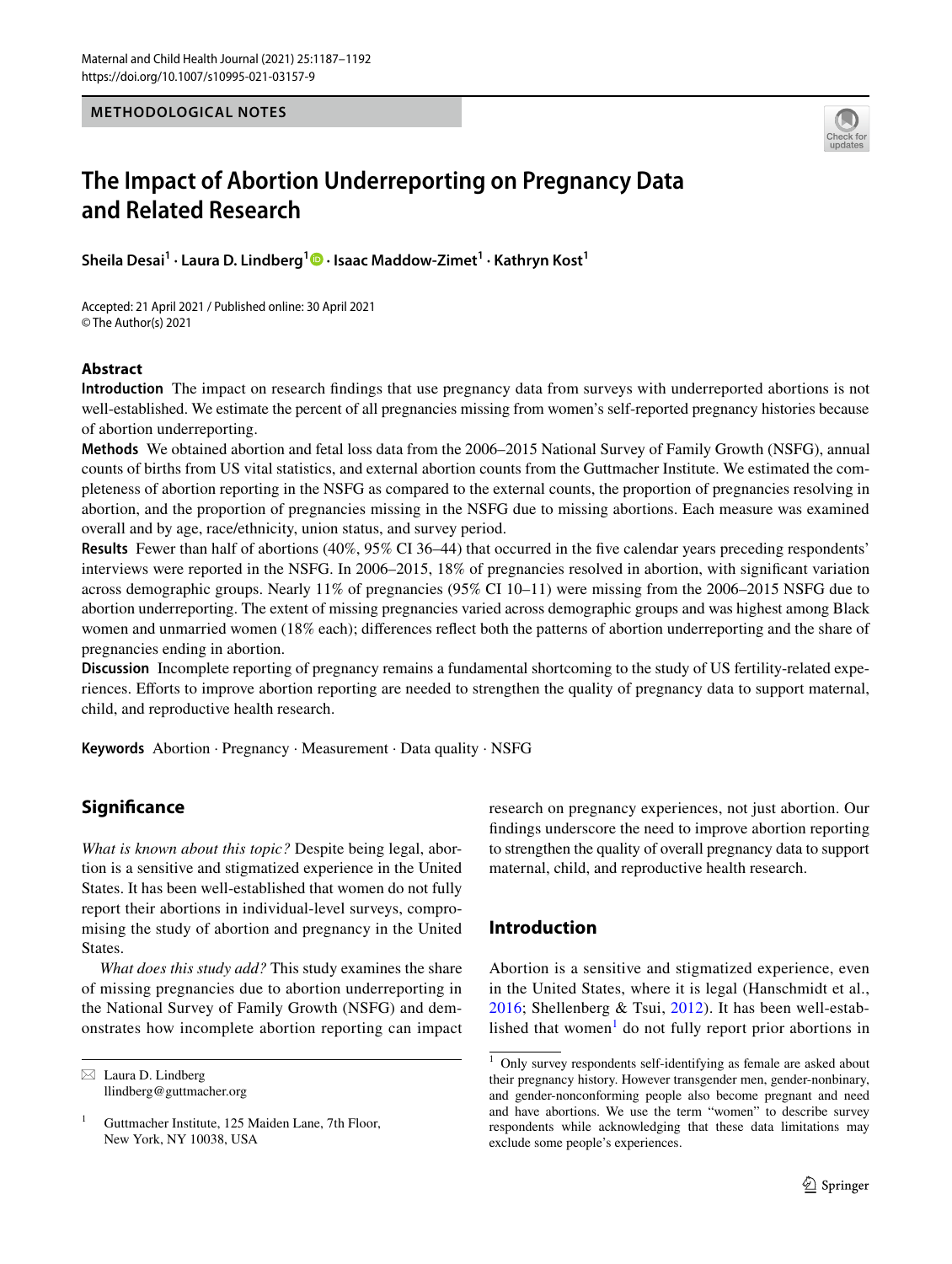METHODOLOGICAL NOTES

# The Impact of Abortion Underreporting on Pregnancy Data and Related Research

**Sheila Desai[1] · Laura D. Lindberg[1] · Isaac Maddow-Zimet[1] · Kathryn Kost[1]**

Accepted: 21 April 2021 / Published online: 30 April 2021
© The Author(s) 2021

## Abstract

**Introduction** The impact on research findings that use pregnancy data from surveys with underreported abortions is not well-established. We estimate the percent of all pregnancies missing from women's self-reported pregnancy histories because of abortion underreporting.

**Methods** We obtained abortion and fetal loss data from the 2006–2015 National Survey of Family Growth (NSFG), annual counts of births from US vital statistics, and external abortion counts from the Guttmacher Institute. We estimated the completeness of abortion reporting in the NSFG as compared to the external counts, the proportion of pregnancies resolving in abortion, and the proportion of pregnancies missing in the NSFG due to missing abortions. Each measure was examined overall and by age, race/ethnicity, union status, and survey period.

**Results** Fewer than half of abortions (40%, 95% CI 36–44) that occurred in the five calendar years preceding respondents' interviews were reported in the NSFG. In 2006–2015, 18% of pregnancies resolved in abortion, with significant variation across demographic groups. Nearly 11% of pregnancies (95% CI 10–11) were missing from the 2006–2015 NSFG due to abortion underreporting. The extent of missing pregnancies varied across demographic groups and was highest among Black women and unmarried women (18% each); differences reflect both the patterns of abortion underreporting and the share of pregnancies ending in abortion.

**Discussion** Incomplete reporting of pregnancy remains a fundamental shortcoming to the study of US fertility-related experiences. Efforts to improve abortion reporting are needed to strengthen the quality of pregnancy data to support maternal, child, and reproductive health research.

**Keywords** Abortion · Pregnancy · Measurement · Data quality · NSFG

## Significance

*What is known about this topic?* Despite being legal, abortion is a sensitive and stigmatized experience in the United States. It has been well-established that women do not fully report their abortions in individual-level surveys, compromising the study of abortion and pregnancy in the United States.

*What does this study add?* This study examines the share of missing pregnancies due to abortion underreporting in the National Survey of Family Growth (NSFG) and demonstrates how incomplete abortion reporting can impact research on pregnancy experiences, not just abortion. Our findings underscore the need to improve abortion reporting to strengthen the quality of overall pregnancy data to support maternal, child, and reproductive health research.

## Introduction

Abortion is a sensitive and stigmatized experience, even in the United States, where it is legal (Hanschmidt et al., 2016; Shellenberg & Tsui, 2012). It has been well-established that women[1] do not fully report prior abortions in

---

✉ Laura D. Lindberg
llindberg@guttmacher.org

[1] Guttmacher Institute, 125 Maiden Lane, 7th Floor, New York, NY 10038, USA

[1] Only survey respondents self-identifying as female are asked about their pregnancy history. However transgender men, gender-nonbinary, and gender-nonconforming people also become pregnant and need and have abortions. We use the term "women" to describe survey respondents while acknowledging that these data limitations may exclude some people's experiences.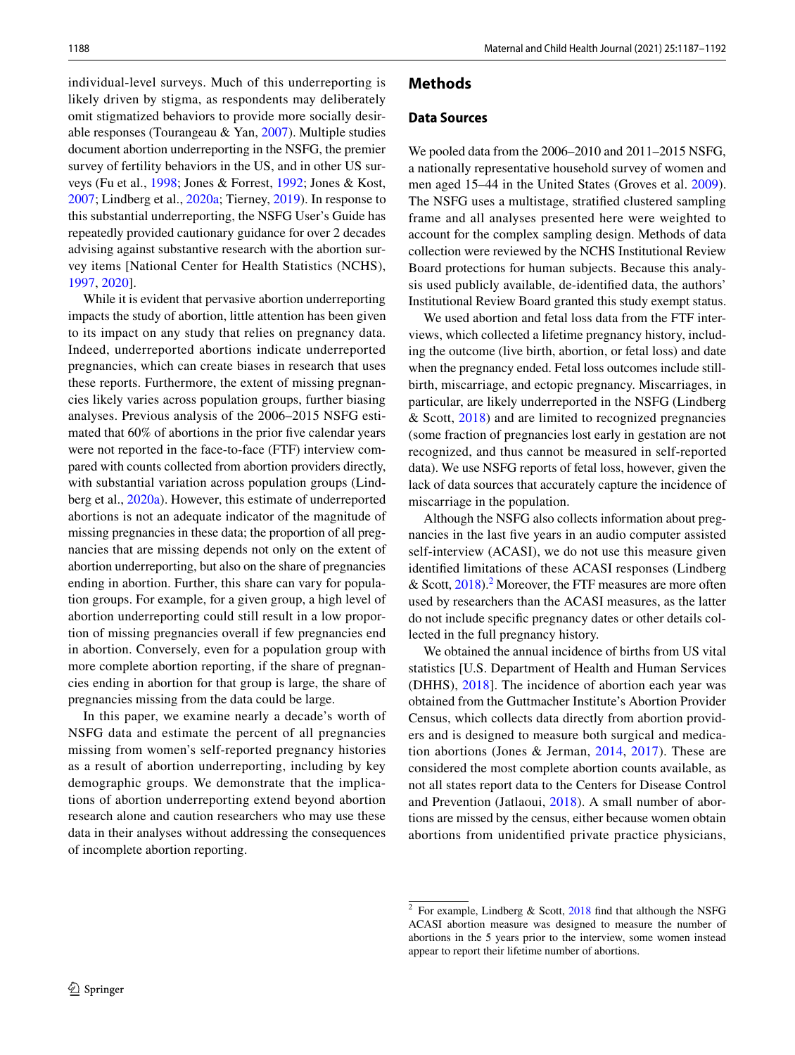individual-level surveys. Much of this underreporting is likely driven by stigma, as respondents may deliberately omit stigmatized behaviors to provide more socially desirable responses (Tourangeau & Yan, 2007). Multiple studies document abortion underreporting in the NSFG, the premier survey of fertility behaviors in the US, and in other US surveys (Fu et al., 1998; Jones & Forrest, 1992; Jones & Kost, 2007; Lindberg et al., 2020a; Tierney, 2019). In response to this substantial underreporting, the NSFG User's Guide has repeatedly provided cautionary guidance for over 2 decades advising against substantive research with the abortion survey items [National Center for Health Statistics (NCHS), 1997, 2020].

While it is evident that pervasive abortion underreporting impacts the study of abortion, little attention has been given to its impact on any study that relies on pregnancy data. Indeed, underreported abortions indicate underreported pregnancies, which can create biases in research that uses these reports. Furthermore, the extent of missing pregnancies likely varies across population groups, further biasing analyses. Previous analysis of the 2006–2015 NSFG estimated that 60% of abortions in the prior five calendar years were not reported in the face-to-face (FTF) interview compared with counts collected from abortion providers directly, with substantial variation across population groups (Lindberg et al., 2020a). However, this estimate of underreported abortions is not an adequate indicator of the magnitude of missing pregnancies in these data; the proportion of all pregnancies that are missing depends not only on the extent of abortion underreporting, but also on the share of pregnancies ending in abortion. Further, this share can vary for population groups. For example, for a given group, a high level of abortion underreporting could still result in a low proportion of missing pregnancies overall if few pregnancies end in abortion. Conversely, even for a population group with more complete abortion reporting, if the share of pregnancies ending in abortion for that group is large, the share of pregnancies missing from the data could be large.

In this paper, we examine nearly a decade's worth of NSFG data and estimate the percent of all pregnancies missing from women's self-reported pregnancy histories as a result of abortion underreporting, including by key demographic groups. We demonstrate that the implications of abortion underreporting extend beyond abortion research alone and caution researchers who may use these data in their analyses without addressing the consequences of incomplete abortion reporting.

## Methods

### Data Sources

We pooled data from the 2006–2010 and 2011–2015 NSFG, a nationally representative household survey of women and men aged 15–44 in the United States (Groves et al. 2009). The NSFG uses a multistage, stratified clustered sampling frame and all analyses presented here were weighted to account for the complex sampling design. Methods of data collection were reviewed by the NCHS Institutional Review Board protections for human subjects. Because this analysis used publicly available, de-identified data, the authors' Institutional Review Board granted this study exempt status.

We used abortion and fetal loss data from the FTF interviews, which collected a lifetime pregnancy history, including the outcome (live birth, abortion, or fetal loss) and date when the pregnancy ended. Fetal loss outcomes include stillbirth, miscarriage, and ectopic pregnancy. Miscarriages, in particular, are likely underreported in the NSFG (Lindberg & Scott, 2018) and are limited to recognized pregnancies (some fraction of pregnancies lost early in gestation are not recognized, and thus cannot be measured in self-reported data). We use NSFG reports of fetal loss, however, given the lack of data sources that accurately capture the incidence of miscarriage in the population.

Although the NSFG also collects information about pregnancies in the last five years in an audio computer assisted self-interview (ACASI), we do not use this measure given identified limitations of these ACASI responses (Lindberg & Scott, 2018).[2] Moreover, the FTF measures are more often used by researchers than the ACASI measures, as the latter do not include specific pregnancy dates or other details collected in the full pregnancy history.

We obtained the annual incidence of births from US vital statistics [U.S. Department of Health and Human Services (DHHS), 2018]. The incidence of abortion each year was obtained from the Guttmacher Institute's Abortion Provider Census, which collects data directly from abortion providers and is designed to measure both surgical and medication abortions (Jones & Jerman, 2014, 2017). These are considered the most complete abortion counts available, as not all states report data to the Centers for Disease Control and Prevention (Jatlaoui, 2018). A small number of abortions are missed by the census, either because women obtain abortions from unidentified private practice physicians,

---

[2] For example, Lindberg & Scott, 2018 find that although the NSFG ACASI abortion measure was designed to measure the number of abortions in the 5 years prior to the interview, some women instead appear to report their lifetime number of abortions.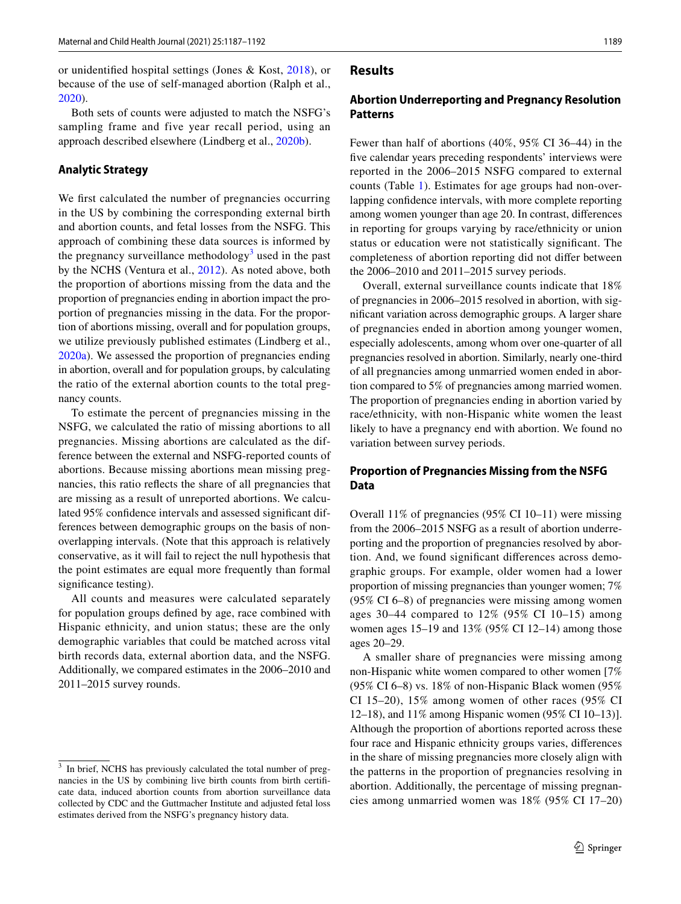or unidentified hospital settings (Jones & Kost, 2018), or because of the use of self-managed abortion (Ralph et al., 2020).

Both sets of counts were adjusted to match the NSFG's sampling frame and five year recall period, using an approach described elsewhere (Lindberg et al., 2020b).

### Analytic Strategy

We first calculated the number of pregnancies occurring in the US by combining the corresponding external birth and abortion counts, and fetal losses from the NSFG. This approach of combining these data sources is informed by the pregnancy surveillance methodology[3] used in the past by the NCHS (Ventura et al., 2012). As noted above, both the proportion of abortions missing from the data and the proportion of pregnancies ending in abortion impact the proportion of pregnancies missing in the data. For the proportion of abortions missing, overall and for population groups, we utilize previously published estimates (Lindberg et al., 2020a). We assessed the proportion of pregnancies ending in abortion, overall and for population groups, by calculating the ratio of the external abortion counts to the total pregnancy counts.

To estimate the percent of pregnancies missing in the NSFG, we calculated the ratio of missing abortions to all pregnancies. Missing abortions are calculated as the difference between the external and NSFG-reported counts of abortions. Because missing abortions mean missing pregnancies, this ratio reflects the share of all pregnancies that are missing as a result of unreported abortions. We calculated 95% confidence intervals and assessed significant differences between demographic groups on the basis of non-overlapping intervals. (Note that this approach is relatively conservative, as it will fail to reject the null hypothesis that the point estimates are equal more frequently than formal significance testing).

All counts and measures were calculated separately for population groups defined by age, race combined with Hispanic ethnicity, and union status; these are the only demographic variables that could be matched across vital birth records data, external abortion data, and the NSFG. Additionally, we compared estimates in the 2006–2010 and 2011–2015 survey rounds.

[3] In brief, NCHS has previously calculated the total number of pregnancies in the US by combining live birth counts from birth certificate data, induced abortion counts from abortion surveillance data collected by CDC and the Guttmacher Institute and adjusted fetal loss estimates derived from the NSFG's pregnancy history data.

## Results

### Abortion Underreporting and Pregnancy Resolution Patterns

Fewer than half of abortions (40%, 95% CI 36–44) in the five calendar years preceding respondents' interviews were reported in the 2006–2015 NSFG compared to external counts (Table 1). Estimates for age groups had non-overlapping confidence intervals, with more complete reporting among women younger than age 20. In contrast, differences in reporting for groups varying by race/ethnicity or union status or education were not statistically significant. The completeness of abortion reporting did not differ between the 2006–2010 and 2011–2015 survey periods.

Overall, external surveillance counts indicate that 18% of pregnancies in 2006–2015 resolved in abortion, with significant variation across demographic groups. A larger share of pregnancies ended in abortion among younger women, especially adolescents, among whom over one-quarter of all pregnancies resolved in abortion. Similarly, nearly one-third of all pregnancies among unmarried women ended in abortion compared to 5% of pregnancies among married women. The proportion of pregnancies ending in abortion varied by race/ethnicity, with non-Hispanic white women the least likely to have a pregnancy end with abortion. We found no variation between survey periods.

### Proportion of Pregnancies Missing from the NSFG Data

Overall 11% of pregnancies (95% CI 10–11) were missing from the 2006–2015 NSFG as a result of abortion underreporting and the proportion of pregnancies resolved by abortion. And, we found significant differences across demographic groups. For example, older women had a lower proportion of missing pregnancies than younger women; 7% (95% CI 6–8) of pregnancies were missing among women ages 30–44 compared to 12% (95% CI 10–15) among women ages 15–19 and 13% (95% CI 12–14) among those ages 20–29.

A smaller share of pregnancies were missing among non-Hispanic white women compared to other women [7% (95% CI 6–8) vs. 18% of non-Hispanic Black women (95% CI 15–20), 15% among women of other races (95% CI 12–18), and 11% among Hispanic women (95% CI 10–13)]. Although the proportion of abortions reported across these four race and Hispanic ethnicity groups varies, differences in the share of missing pregnancies more closely align with the patterns in the proportion of pregnancies resolving in abortion. Additionally, the percentage of missing pregnancies among unmarried women was 18% (95% CI 17–20)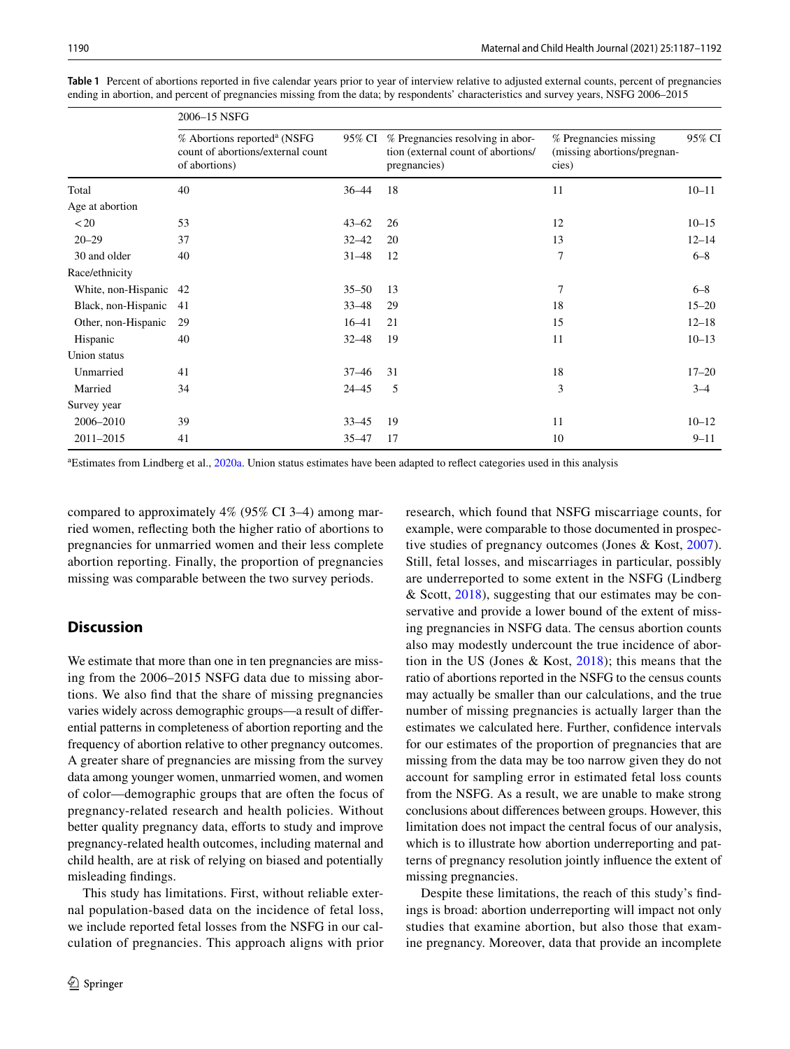**Table 1** Percent of abortions reported in five calendar years prior to year of interview relative to adjusted external counts, percent of pregnancies ending in abortion, and percent of pregnancies missing from the data; by respondents' characteristics and survey years, NSFG 2006–2015

| | 2006–15 NSFG | | | | |
|---|---|---|---|---|---|
| | % Abortions reported[a] (NSFG count of abortions/external count of abortions) | 95% CI | % Pregnancies resolving in abortion (external count of abortions/pregnancies) | % Pregnancies missing (missing abortions/pregnancies) | 95% CI |
| Total | 40 | 36–44 | 18 | 11 | 10–11 |
| Age at abortion | | | | | |
| < 20 | 53 | 43–62 | 26 | 12 | 10–15 |
| 20–29 | 37 | 32–42 | 20 | 13 | 12–14 |
| 30 and older | 40 | 31–48 | 12 | 7 | 6–8 |
| Race/ethnicity | | | | | |
| White, non-Hispanic | 42 | 35–50 | 13 | 7 | 6–8 |
| Black, non-Hispanic | 41 | 33–48 | 29 | 18 | 15–20 |
| Other, non-Hispanic | 29 | 16–41 | 21 | 15 | 12–18 |
| Hispanic | 40 | 32–48 | 19 | 11 | 10–13 |
| Union status | | | | | |
| Unmarried | 41 | 37–46 | 31 | 18 | 17–20 |
| Married | 34 | 24–45 | 5 | 3 | 3–4 |
| Survey year | | | | | |
| 2006–2010 | 39 | 33–45 | 19 | 11 | 10–12 |
| 2011–2015 | 41 | 35–47 | 17 | 10 | 9–11 |

[a]Estimates from Lindberg et al., 2020a. Union status estimates have been adapted to reflect categories used in this analysis

compared to approximately 4% (95% CI 3–4) among married women, reflecting both the higher ratio of abortions to pregnancies for unmarried women and their less complete abortion reporting. Finally, the proportion of pregnancies missing was comparable between the two survey periods.

## Discussion

We estimate that more than one in ten pregnancies are missing from the 2006–2015 NSFG data due to missing abortions. We also find that the share of missing pregnancies varies widely across demographic groups—a result of differential patterns in completeness of abortion reporting and the frequency of abortion relative to other pregnancy outcomes. A greater share of pregnancies are missing from the survey data among younger women, unmarried women, and women of color—demographic groups that are often the focus of pregnancy-related research and health policies. Without better quality pregnancy data, efforts to study and improve pregnancy-related health outcomes, including maternal and child health, are at risk of relying on biased and potentially misleading findings.

This study has limitations. First, without reliable external population-based data on the incidence of fetal loss, we include reported fetal losses from the NSFG in our calculation of pregnancies. This approach aligns with prior research, which found that NSFG miscarriage counts, for example, were comparable to those documented in prospective studies of pregnancy outcomes (Jones & Kost, 2007). Still, fetal losses, and miscarriages in particular, possibly are underreported to some extent in the NSFG (Lindberg & Scott, 2018), suggesting that our estimates may be conservative and provide a lower bound of the extent of missing pregnancies in NSFG data. The census abortion counts also may modestly undercount the true incidence of abortion in the US (Jones & Kost, 2018); this means that the ratio of abortions reported in the NSFG to the census counts may actually be smaller than our calculations, and the true number of missing pregnancies is actually larger than the estimates we calculated here. Further, confidence intervals for our estimates of the proportion of pregnancies that are missing from the data may be too narrow given they do not account for sampling error in estimated fetal loss counts from the NSFG. As a result, we are unable to make strong conclusions about differences between groups. However, this limitation does not impact the central focus of our analysis, which is to illustrate how abortion underreporting and patterns of pregnancy resolution jointly influence the extent of missing pregnancies.

Despite these limitations, the reach of this study's findings is broad: abortion underreporting will impact not only studies that examine abortion, but also those that examine pregnancy. Moreover, data that provide an incomplete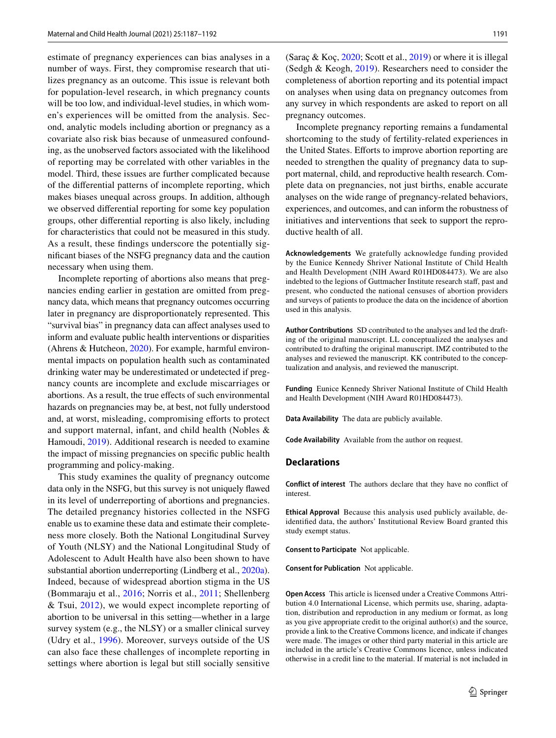estimate of pregnancy experiences can bias analyses in a number of ways. First, they compromise research that utilizes pregnancy as an outcome. This issue is relevant both for population-level research, in which pregnancy counts will be too low, and individual-level studies, in which women's experiences will be omitted from the analysis. Second, analytic models including abortion or pregnancy as a covariate also risk bias because of unmeasured confounding, as the unobserved factors associated with the likelihood of reporting may be correlated with other variables in the model. Third, these issues are further complicated because of the differential patterns of incomplete reporting, which makes biases unequal across groups. In addition, although we observed differential reporting for some key population groups, other differential reporting is also likely, including for characteristics that could not be measured in this study. As a result, these findings underscore the potentially significant biases of the NSFG pregnancy data and the caution necessary when using them.

Incomplete reporting of abortions also means that pregnancies ending earlier in gestation are omitted from pregnancy data, which means that pregnancy outcomes occurring later in pregnancy are disproportionately represented. This "survival bias" in pregnancy data can affect analyses used to inform and evaluate public health interventions or disparities (Ahrens & Hutcheon, 2020). For example, harmful environmental impacts on population health such as contaminated drinking water may be underestimated or undetected if pregnancy counts are incomplete and exclude miscarriages or abortions. As a result, the true effects of such environmental hazards on pregnancies may be, at best, not fully understood and, at worst, misleading, compromising efforts to protect and support maternal, infant, and child health (Nobles & Hamoudi, 2019). Additional research is needed to examine the impact of missing pregnancies on specific public health programming and policy-making.

This study examines the quality of pregnancy outcome data only in the NSFG, but this survey is not uniquely flawed in its level of underreporting of abortions and pregnancies. The detailed pregnancy histories collected in the NSFG enable us to examine these data and estimate their completeness more closely. Both the National Longitudinal Survey of Youth (NLSY) and the National Longitudinal Study of Adolescent to Adult Health have also been shown to have substantial abortion underreporting (Lindberg et al., 2020a). Indeed, because of widespread abortion stigma in the US (Bommaraju et al., 2016; Norris et al., 2011; Shellenberg & Tsui, 2012), we would expect incomplete reporting of abortion to be universal in this setting—whether in a large survey system (e.g., the NLSY) or a smaller clinical survey (Udry et al., 1996). Moreover, surveys outside of the US can also face these challenges of incomplete reporting in settings where abortion is legal but still socially sensitive (Saraç & Koç, 2020; Scott et al., 2019) or where it is illegal (Sedgh & Keogh, 2019). Researchers need to consider the completeness of abortion reporting and its potential impact on analyses when using data on pregnancy outcomes from any survey in which respondents are asked to report on all pregnancy outcomes.

Incomplete pregnancy reporting remains a fundamental shortcoming to the study of fertility-related experiences in the United States. Efforts to improve abortion reporting are needed to strengthen the quality of pregnancy data to support maternal, child, and reproductive health research. Complete data on pregnancies, not just births, enable accurate analyses on the wide range of pregnancy-related behaviors, experiences, and outcomes, and can inform the robustness of initiatives and interventions that seek to support the reproductive health of all.

**Acknowledgements** We gratefully acknowledge funding provided by the Eunice Kennedy Shriver National Institute of Child Health and Health Development (NIH Award R01HD084473). We are also indebted to the legions of Guttmacher Institute research staff, past and present, who conducted the national censuses of abortion providers and surveys of patients to produce the data on the incidence of abortion used in this analysis.

**Author Contributions** SD contributed to the analyses and led the drafting of the original manuscript. LL conceptualized the analyses and contributed to drafting the original manuscript. IMZ contributed to the analyses and reviewed the manuscript. KK contributed to the conceptualization and analysis, and reviewed the manuscript.

**Funding** Eunice Kennedy Shriver National Institute of Child Health and Health Development (NIH Award R01HD084473).

**Data Availability** The data are publicly available.

**Code Availability** Available from the author on request.

## Declarations

**Conflict of interest** The authors declare that they have no conflict of interest.

**Ethical Approval** Because this analysis used publicly available, de-identified data, the authors' Institutional Review Board granted this study exempt status.

**Consent to Participate** Not applicable.

**Consent for Publication** Not applicable.

**Open Access** This article is licensed under a Creative Commons Attribution 4.0 International License, which permits use, sharing, adaptation, distribution and reproduction in any medium or format, as long as you give appropriate credit to the original author(s) and the source, provide a link to the Creative Commons licence, and indicate if changes were made. The images or other third party material in this article are included in the article's Creative Commons licence, unless indicated otherwise in a credit line to the material. If material is not included in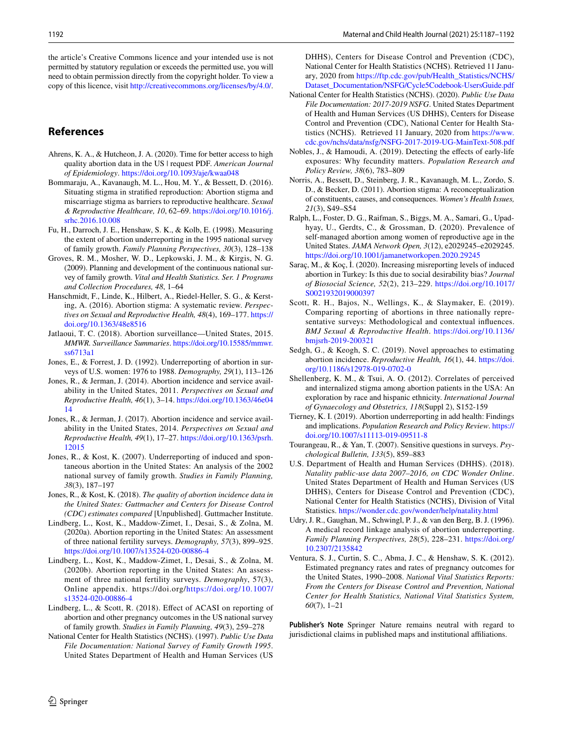the article's Creative Commons licence and your intended use is not permitted by statutory regulation or exceeds the permitted use, you will need to obtain permission directly from the copyright holder. To view a copy of this licence, visit http://creativecommons.org/licenses/by/4.0/.

## References

Ahrens, K. A., & Hutcheon, J. A. (2020). Time for better access to high quality abortion data in the US | request PDF. *American Journal of Epidemiology*. https://doi.org/10.1093/aje/kwaa048

Bommaraju, A., Kavanaugh, M. L., Hou, M. Y., & Bessett, D. (2016). Situating stigma in stratified reproduction: Abortion stigma and miscarriage stigma as barriers to reproductive healthcare. *Sexual & Reproductive Healthcare, 10*, 62–69. https://doi.org/10.1016/j.srhc.2016.10.008

Fu, H., Darroch, J. E., Henshaw, S. K., & Kolb, E. (1998). Measuring the extent of abortion underreporting in the 1995 national survey of family growth. *Family Planning Perspectives, 30*(3), 128–138

Groves, R. M., Mosher, W. D., Lepkowski, J. M., & Kirgis, N. G. (2009). Planning and development of the continuous national survey of family growth. *Vital and Health Statistics. Ser. 1 Programs and Collection Procedures, 48*, 1–64

Hanschmidt, F., Linde, K., Hilbert, A., Riedel-Heller, S. G., & Kersting, A. (2016). Abortion stigma: A systematic review. *Perspectives on Sexual and Reproductive Health, 48*(4), 169–177. https://doi.org/10.1363/48e8516

Jatlaoui, T. C. (2018). Abortion surveillance—United States, 2015. *MMWR. Surveillance Summaries*. https://doi.org/10.15585/mmwr.ss6713a1

Jones, E., & Forrest, J. D. (1992). Underreporting of abortion in surveys of U.S. women: 1976 to 1988. *Demography, 29*(1), 113–126

Jones, R., & Jerman, J. (2014). Abortion incidence and service availability in the United States, 2011. *Perspectives on Sexual and Reproductive Health, 46*(1), 3–14. https://doi.org/10.1363/46e0414

Jones, R., & Jerman, J. (2017). Abortion incidence and service availability in the United States, 2014. *Perspectives on Sexual and Reproductive Health, 49*(1), 17–27. https://doi.org/10.1363/psrh.12015

Jones, R., & Kost, K. (2007). Underreporting of induced and spontaneous abortion in the United States: An analysis of the 2002 national survey of family growth. *Studies in Family Planning, 38*(3), 187–197

Jones, R., & Kost, K. (2018). *The quality of abortion incidence data in the United States: Guttmacher and Centers for Disease Control (CDC) estimates compared* [Unpublished]. Guttmacher Institute.

Lindberg, L., Kost, K., Maddow-Zimet, I., Desai, S., & Zolna, M. (2020a). Abortion reporting in the United States: An assessment of three national fertility surveys. *Demography, 57*(3), 899–925. https://doi.org/10.1007/s13524-020-00886-4

Lindberg, L., Kost, K., Maddow-Zimet, I., Desai, S., & Zolna, M. (2020b). Abortion reporting in the United States: An assessment of three national fertility surveys. *Demography*, 57(3), Online appendix. https://doi.org/https://doi.org/10.1007/s13524-020-00886-4

Lindberg, L., & Scott, R. (2018). Effect of ACASI on reporting of abortion and other pregnancy outcomes in the US national survey of family growth. *Studies in Family Planning, 49*(3), 259–278

National Center for Health Statistics (NCHS). (1997). *Public Use Data File Documentation: National Survey of Family Growth 1995*. United States Department of Health and Human Services (US DHHS), Centers for Disease Control and Prevention (CDC), National Center for Health Statistics (NCHS). Retrieved 11 January, 2020 from https://ftp.cdc.gov/pub/Health_Statistics/NCHS/Dataset_Documentation/NSFG/Cycle5Codebook-UsersGuide.pdf

National Center for Health Statistics (NCHS). (2020). *Public Use Data File Documentation: 2017-2019 NSFG*. United States Department of Health and Human Services (US DHHS), Centers for Disease Control and Prevention (CDC), National Center for Health Statistics (NCHS). Retrieved 11 January, 2020 from https://www.cdc.gov/nchs/data/nsfg/NSFG-2017-2019-UG-MainText-508.pdf

Nobles, J., & Hamoudi, A. (2019). Detecting the effects of early-life exposures: Why fecundity matters. *Population Research and Policy Review, 38*(6), 783–809

Norris, A., Bessett, D., Steinberg, J. R., Kavanaugh, M. L., Zordo, S. D., & Becker, D. (2011). Abortion stigma: A reconceptualization of constituents, causes, and consequences. *Women's Health Issues, 21*(3), S49–S54

Ralph, L., Foster, D. G., Raifman, S., Biggs, M. A., Samari, G., Upadhyay, U., Gerdts, C., & Grossman, D. (2020). Prevalence of self-managed abortion among women of reproductive age in the United States. *JAMA Network Open, 3*(12), e2029245–e2029245. https://doi.org/10.1001/jamanetworkopen.2020.29245

Saraç, M., & Koç, İ. (2020). Increasing misreporting levels of induced abortion in Turkey: Is this due to social desirability bias? *Journal of Biosocial Science, 52*(2), 213–229. https://doi.org/10.1017/S0021932019000397

Scott, R. H., Bajos, N., Wellings, K., & Slaymaker, E. (2019). Comparing reporting of abortions in three nationally representative surveys: Methodological and contextual influences. *BMJ Sexual & Reproductive Health*. https://doi.org/10.1136/bmjsrh-2019-200321

Sedgh, G., & Keogh, S. C. (2019). Novel approaches to estimating abortion incidence. *Reproductive Health, 16*(1), 44. https://doi.org/10.1186/s12978-019-0702-0

Shellenberg, K. M., & Tsui, A. O. (2012). Correlates of perceived and internalized stigma among abortion patients in the USA: An exploration by race and hispanic ethnicity. *International Journal of Gynaecology and Obstetrics, 118*(Suppl 2), S152-159

Tierney, K. I. (2019). Abortion underreporting in add health: Findings and implications. *Population Research and Policy Review*. https://doi.org/10.1007/s11113-019-09511-8

Tourangeau, R., & Yan, T. (2007). Sensitive questions in surveys. *Psychological Bulletin, 133*(5), 859–883

U.S. Department of Health and Human Services (DHHS). (2018). *Natality public-use data 2007–2016, on CDC Wonder Online*. United States Department of Health and Human Services (US DHHS), Centers for Disease Control and Prevention (CDC), National Center for Health Statistics (NCHS), Division of Vital Statistics. https://wonder.cdc.gov/wonder/help/natality.html

Udry, J. R., Gaughan, M., Schwingl, P. J., & van den Berg, B. J. (1996). A medical record linkage analysis of abortion underreporting. *Family Planning Perspectives, 28*(5), 228–231. https://doi.org/10.2307/2135842

Ventura, S. J., Curtin, S. C., Abma, J. C., & Henshaw, S. K. (2012). Estimated pregnancy rates and rates of pregnancy outcomes for the United States, 1990–2008. *National Vital Statistics Reports: From the Centers for Disease Control and Prevention, National Center for Health Statistics, National Vital Statistics System, 60*(7), 1–21

**Publisher's Note** Springer Nature remains neutral with regard to jurisdictional claims in published maps and institutional affiliations.